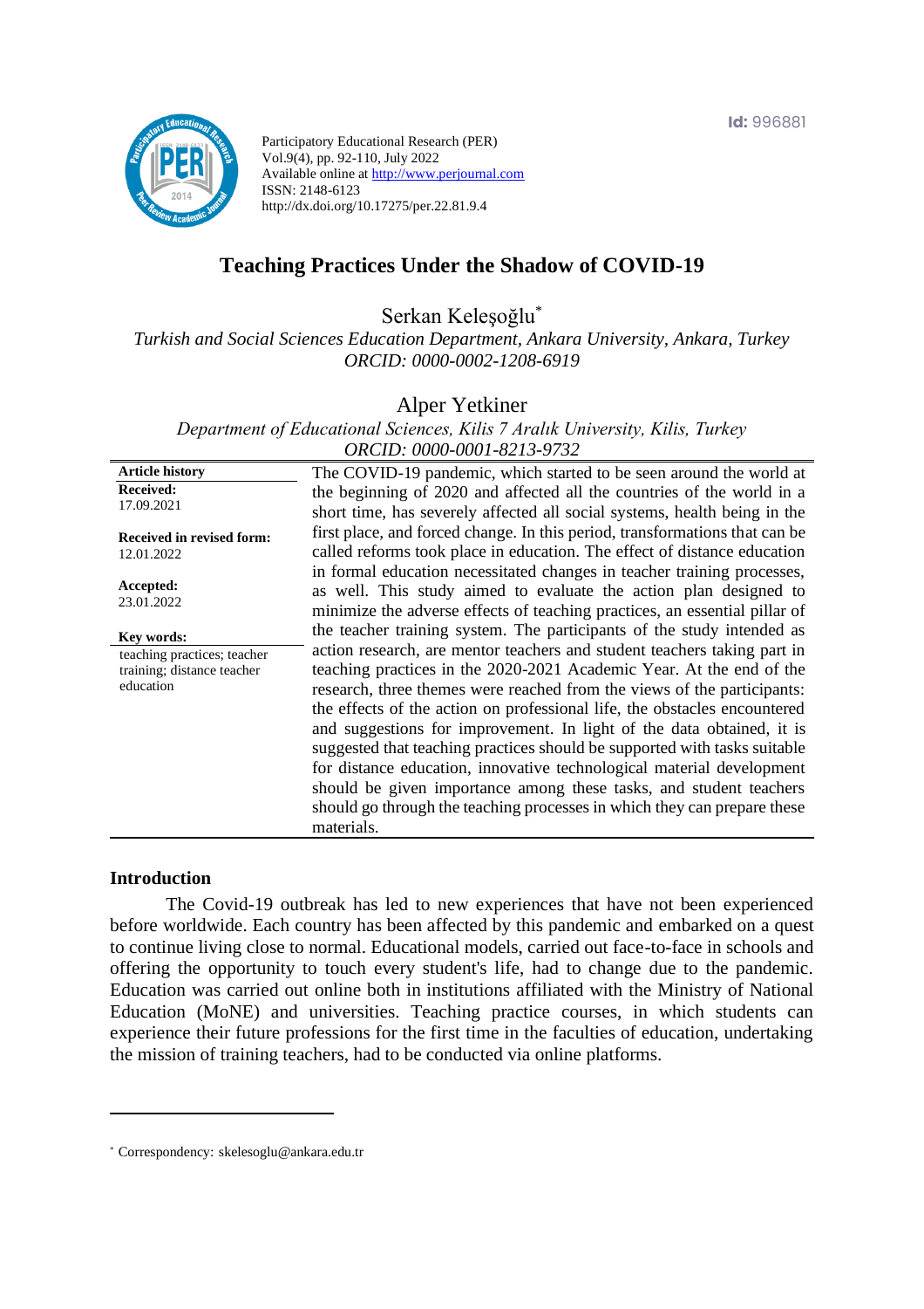Id: 996881

Participatory Educational Research (PER)
Vol.9(4), pp. 92-110, July 2022
Available online at http://www.perjournal.com
ISSN: 2148-6123
http://dx.doi.org/10.17275/per.22.81.9.4

# Teaching Practices Under the Shadow of COVID-19

Serkan Keleşoğlu*

*Turkish and Social Sciences Education Department, Ankara University, Ankara, Turkey*
*ORCID: 0000-0002-1208-6919*

Alper Yetkiner

*Department of Educational Sciences, Kilis 7 Aralık University, Kilis, Turkey*
*ORCID: 0000-0001-8213-9732*

**Article history**
**Received:** 17.09.2021
**Received in revised form:** 12.01.2022
**Accepted:** 23.01.2022

**Key words:**
teaching practices; teacher training; distance teacher education

The COVID-19 pandemic, which started to be seen around the world at the beginning of 2020 and affected all the countries of the world in a short time, has severely affected all social systems, health being in the first place, and forced change. In this period, transformations that can be called reforms took place in education. The effect of distance education in formal education necessitated changes in teacher training processes, as well. This study aimed to evaluate the action plan designed to minimize the adverse effects of teaching practices, an essential pillar of the teacher training system. The participants of the study intended as action research, are mentor teachers and student teachers taking part in teaching practices in the 2020-2021 Academic Year. At the end of the research, three themes were reached from the views of the participants: the effects of the action on professional life, the obstacles encountered and suggestions for improvement. In light of the data obtained, it is suggested that teaching practices should be supported with tasks suitable for distance education, innovative technological material development should be given importance among these tasks, and student teachers should go through the teaching processes in which they can prepare these materials.

## Introduction

The Covid-19 outbreak has led to new experiences that have not been experienced before worldwide. Each country has been affected by this pandemic and embarked on a quest to continue living close to normal. Educational models, carried out face-to-face in schools and offering the opportunity to touch every student's life, had to change due to the pandemic. Education was carried out online both in institutions affiliated with the Ministry of National Education (MoNE) and universities. Teaching practice courses, in which students can experience their future professions for the first time in the faculties of education, undertaking the mission of training teachers, had to be conducted via online platforms.

* Correspondency: skelesoglu@ankara.edu.tr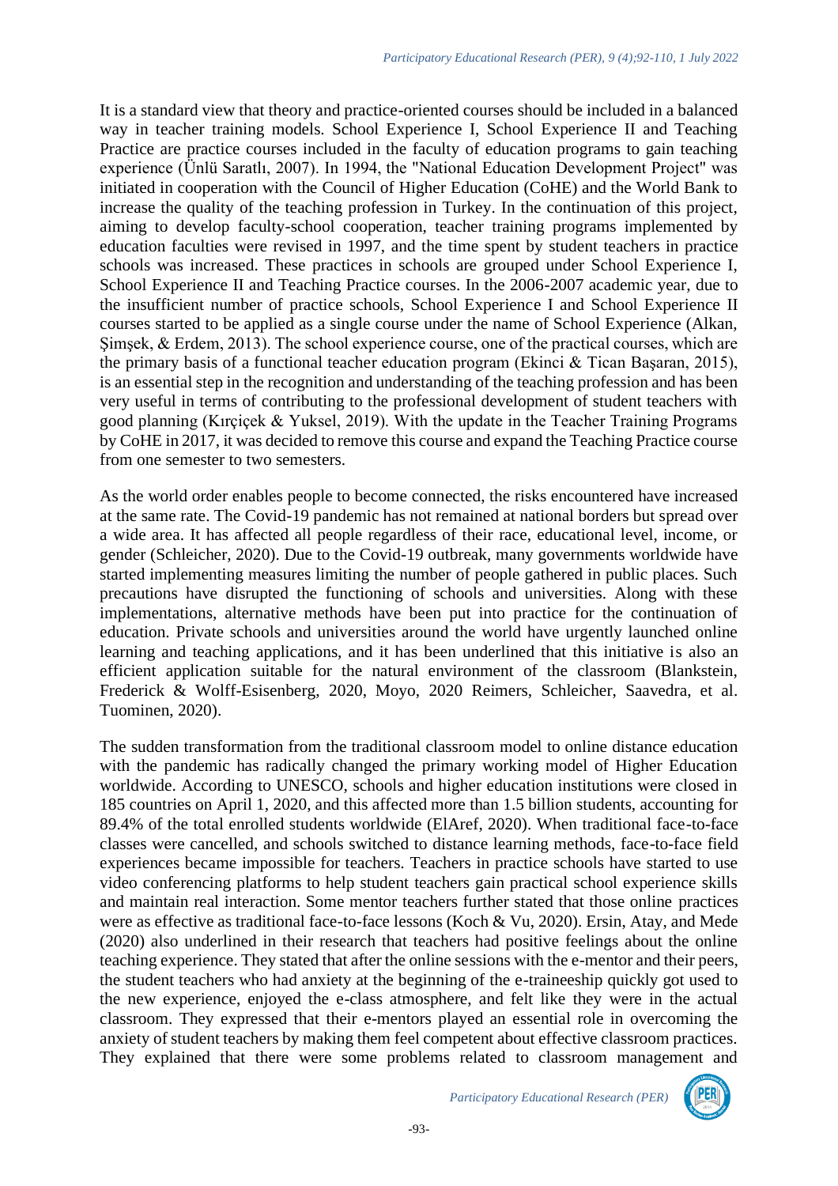It is a standard view that theory and practice-oriented courses should be included in a balanced way in teacher training models. School Experience I, School Experience II and Teaching Practice are practice courses included in the faculty of education programs to gain teaching experience (Ünlü Saratlı, 2007). In 1994, the "National Education Development Project" was initiated in cooperation with the Council of Higher Education (CoHE) and the World Bank to increase the quality of the teaching profession in Turkey. In the continuation of this project, aiming to develop faculty-school cooperation, teacher training programs implemented by education faculties were revised in 1997, and the time spent by student teachers in practice schools was increased. These practices in schools are grouped under School Experience I, School Experience II and Teaching Practice courses. In the 2006-2007 academic year, due to the insufficient number of practice schools, School Experience I and School Experience II courses started to be applied as a single course under the name of School Experience (Alkan, Şimşek, & Erdem, 2013). The school experience course, one of the practical courses, which are the primary basis of a functional teacher education program (Ekinci & Tican Başaran, 2015), is an essential step in the recognition and understanding of the teaching profession and has been very useful in terms of contributing to the professional development of student teachers with good planning (Kırçiçek & Yuksel, 2019). With the update in the Teacher Training Programs by CoHE in 2017, it was decided to remove this course and expand the Teaching Practice course from one semester to two semesters.

As the world order enables people to become connected, the risks encountered have increased at the same rate. The Covid-19 pandemic has not remained at national borders but spread over a wide area. It has affected all people regardless of their race, educational level, income, or gender (Schleicher, 2020). Due to the Covid-19 outbreak, many governments worldwide have started implementing measures limiting the number of people gathered in public places. Such precautions have disrupted the functioning of schools and universities. Along with these implementations, alternative methods have been put into practice for the continuation of education. Private schools and universities around the world have urgently launched online learning and teaching applications, and it has been underlined that this initiative is also an efficient application suitable for the natural environment of the classroom (Blankstein, Frederick & Wolff-Esisenberg, 2020, Moyo, 2020 Reimers, Schleicher, Saavedra, et al. Tuominen, 2020).

The sudden transformation from the traditional classroom model to online distance education with the pandemic has radically changed the primary working model of Higher Education worldwide. According to UNESCO, schools and higher education institutions were closed in 185 countries on April 1, 2020, and this affected more than 1.5 billion students, accounting for 89.4% of the total enrolled students worldwide (ElAref, 2020). When traditional face-to-face classes were cancelled, and schools switched to distance learning methods, face-to-face field experiences became impossible for teachers. Teachers in practice schools have started to use video conferencing platforms to help student teachers gain practical school experience skills and maintain real interaction. Some mentor teachers further stated that those online practices were as effective as traditional face-to-face lessons (Koch & Vu, 2020). Ersin, Atay, and Mede (2020) also underlined in their research that teachers had positive feelings about the online teaching experience. They stated that after the online sessions with the e-mentor and their peers, the student teachers who had anxiety at the beginning of the e-traineeship quickly got used to the new experience, enjoyed the e-class atmosphere, and felt like they were in the actual classroom. They expressed that their e-mentors played an essential role in overcoming the anxiety of student teachers by making them feel competent about effective classroom practices. They explained that there were some problems related to classroom management and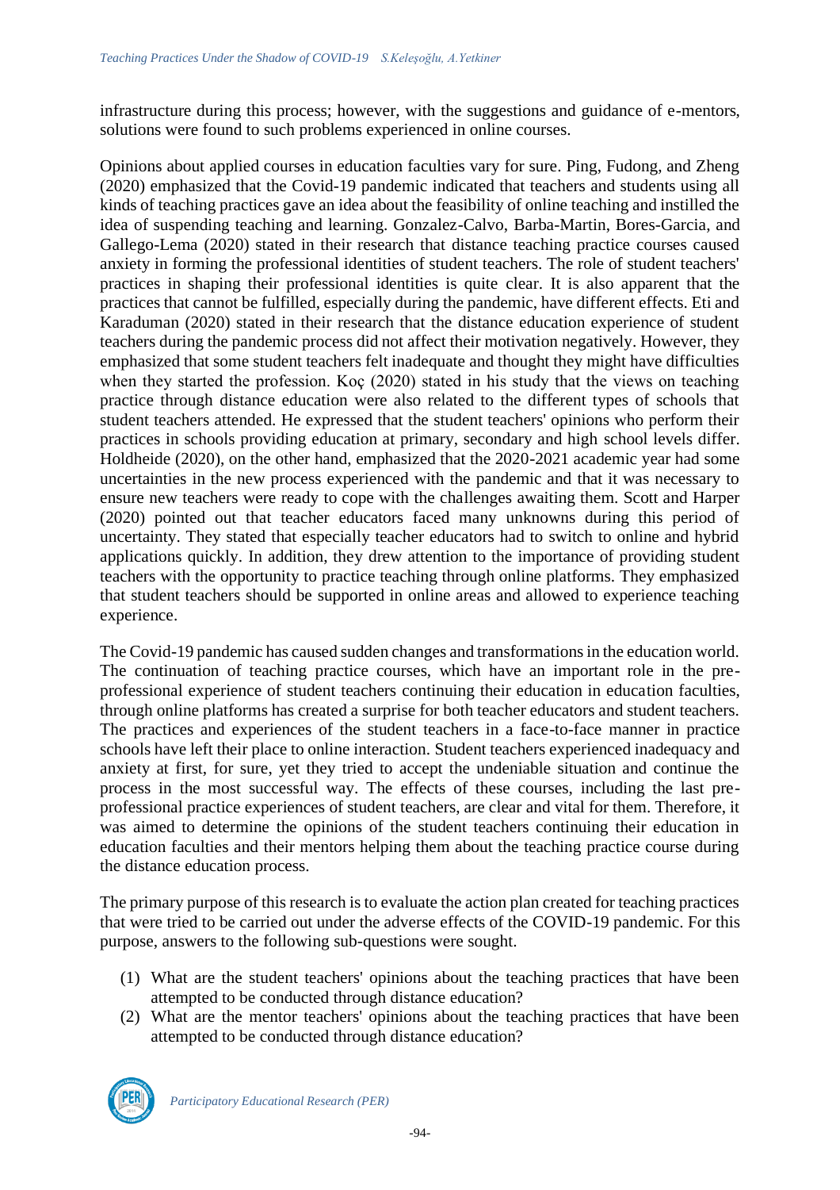infrastructure during this process; however, with the suggestions and guidance of e-mentors, solutions were found to such problems experienced in online courses.

Opinions about applied courses in education faculties vary for sure. Ping, Fudong, and Zheng (2020) emphasized that the Covid-19 pandemic indicated that teachers and students using all kinds of teaching practices gave an idea about the feasibility of online teaching and instilled the idea of suspending teaching and learning. Gonzalez-Calvo, Barba-Martin, Bores-Garcia, and Gallego-Lema (2020) stated in their research that distance teaching practice courses caused anxiety in forming the professional identities of student teachers. The role of student teachers' practices in shaping their professional identities is quite clear. It is also apparent that the practices that cannot be fulfilled, especially during the pandemic, have different effects. Eti and Karaduman (2020) stated in their research that the distance education experience of student teachers during the pandemic process did not affect their motivation negatively. However, they emphasized that some student teachers felt inadequate and thought they might have difficulties when they started the profession. Koç (2020) stated in his study that the views on teaching practice through distance education were also related to the different types of schools that student teachers attended. He expressed that the student teachers' opinions who perform their practices in schools providing education at primary, secondary and high school levels differ. Holdheide (2020), on the other hand, emphasized that the 2020-2021 academic year had some uncertainties in the new process experienced with the pandemic and that it was necessary to ensure new teachers were ready to cope with the challenges awaiting them. Scott and Harper (2020) pointed out that teacher educators faced many unknowns during this period of uncertainty. They stated that especially teacher educators had to switch to online and hybrid applications quickly. In addition, they drew attention to the importance of providing student teachers with the opportunity to practice teaching through online platforms. They emphasized that student teachers should be supported in online areas and allowed to experience teaching experience.

The Covid-19 pandemic has caused sudden changes and transformations in the education world. The continuation of teaching practice courses, which have an important role in the pre-professional experience of student teachers continuing their education in education faculties, through online platforms has created a surprise for both teacher educators and student teachers. The practices and experiences of the student teachers in a face-to-face manner in practice schools have left their place to online interaction. Student teachers experienced inadequacy and anxiety at first, for sure, yet they tried to accept the undeniable situation and continue the process in the most successful way. The effects of these courses, including the last pre-professional practice experiences of student teachers, are clear and vital for them. Therefore, it was aimed to determine the opinions of the student teachers continuing their education in education faculties and their mentors helping them about the teaching practice course during the distance education process.

The primary purpose of this research is to evaluate the action plan created for teaching practices that were tried to be carried out under the adverse effects of the COVID-19 pandemic. For this purpose, answers to the following sub-questions were sought.

(1) What are the student teachers' opinions about the teaching practices that have been attempted to be conducted through distance education?
(2) What are the mentor teachers' opinions about the teaching practices that have been attempted to be conducted through distance education?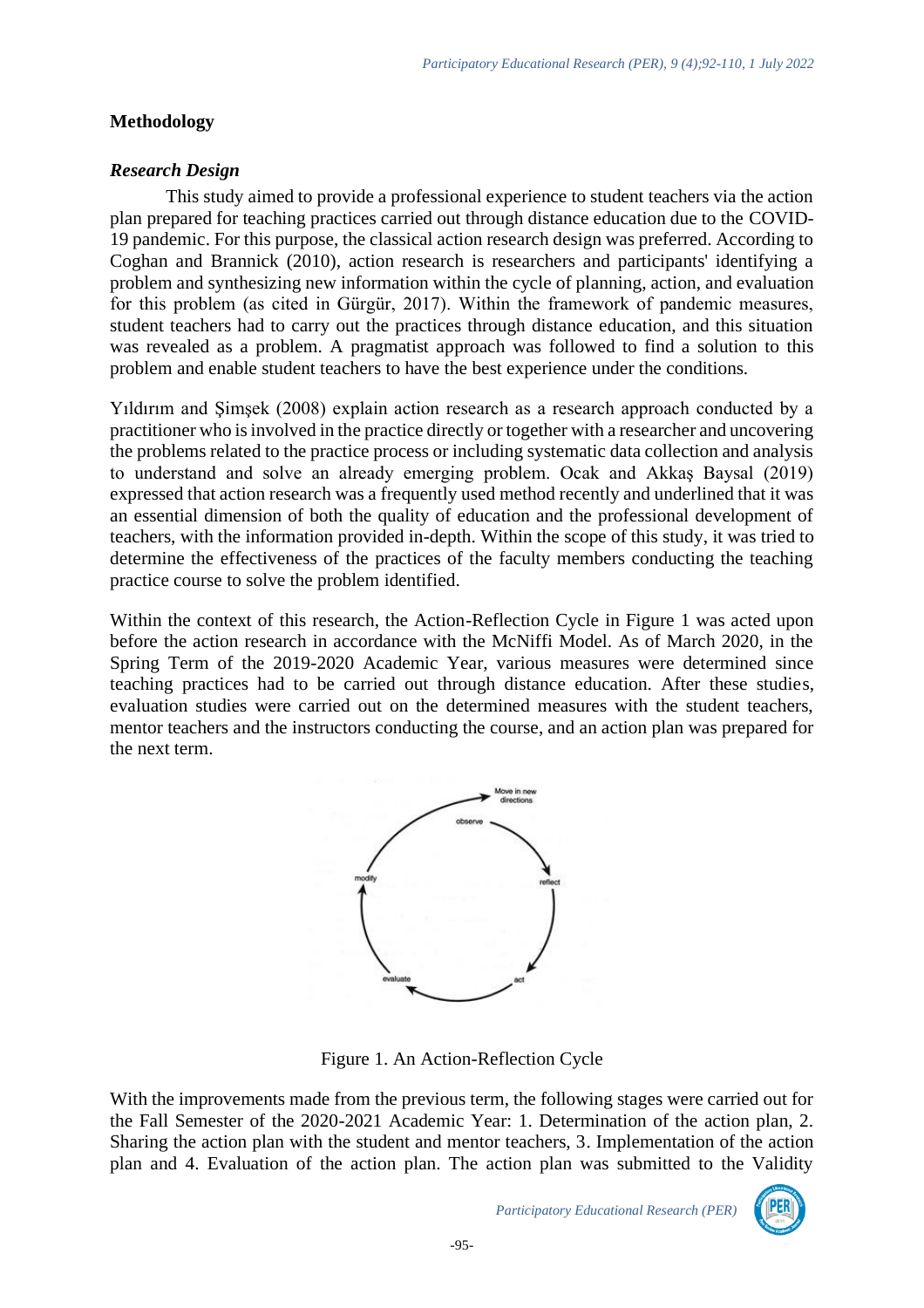## Methodology

### *Research Design*

This study aimed to provide a professional experience to student teachers via the action plan prepared for teaching practices carried out through distance education due to the COVID-19 pandemic. For this purpose, the classical action research design was preferred. According to Coghan and Brannick (2010), action research is researchers and participants' identifying a problem and synthesizing new information within the cycle of planning, action, and evaluation for this problem (as cited in Gürgür, 2017). Within the framework of pandemic measures, student teachers had to carry out the practices through distance education, and this situation was revealed as a problem. A pragmatist approach was followed to find a solution to this problem and enable student teachers to have the best experience under the conditions.

Yıldırım and Şimşek (2008) explain action research as a research approach conducted by a practitioner who is involved in the practice directly or together with a researcher and uncovering the problems related to the practice process or including systematic data collection and analysis to understand and solve an already emerging problem. Ocak and Akkaş Baysal (2019) expressed that action research was a frequently used method recently and underlined that it was an essential dimension of both the quality of education and the professional development of teachers, with the information provided in-depth. Within the scope of this study, it was tried to determine the effectiveness of the practices of the faculty members conducting the teaching practice course to solve the problem identified.

Within the context of this research, the Action-Reflection Cycle in Figure 1 was acted upon before the action research in accordance with the McNiffi Model. As of March 2020, in the Spring Term of the 2019-2020 Academic Year, various measures were determined since teaching practices had to be carried out through distance education. After these studies, evaluation studies were carried out on the determined measures with the student teachers, mentor teachers and the instructors conducting the course, and an action plan was prepared for the next term.

Move in new directions

observe

reflect

act

evaluate

modify

Figure 1. An Action-Reflection Cycle

With the improvements made from the previous term, the following stages were carried out for the Fall Semester of the 2020-2021 Academic Year: 1. Determination of the action plan, 2. Sharing the action plan with the student and mentor teachers, 3. Implementation of the action plan and 4. Evaluation of the action plan. The action plan was submitted to the Validity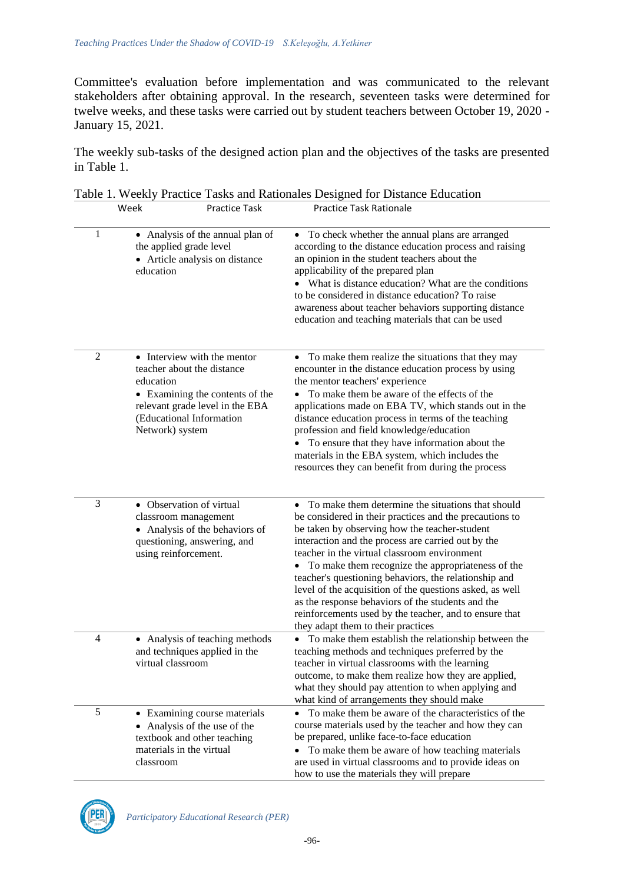Committee's evaluation before implementation and was communicated to the relevant stakeholders after obtaining approval. In the research, seventeen tasks were determined for twelve weeks, and these tasks were carried out by student teachers between October 19, 2020 - January 15, 2021.

The weekly sub-tasks of the designed action plan and the objectives of the tasks are presented in Table 1.

Table 1. Weekly Practice Tasks and Rationales Designed for Distance Education

| Week | Practice Task | Practice Task Rationale |
|---|---|---|
| 1 | • Analysis of the annual plan of the applied grade level<br>• Article analysis on distance education | • To check whether the annual plans are arranged according to the distance education process and raising an opinion in the student teachers about the applicability of the prepared plan<br>• What is distance education? What are the conditions to be considered in distance education? To raise awareness about teacher behaviors supporting distance education and teaching materials that can be used |
| 2 | • Interview with the mentor teacher about the distance education<br>• Examining the contents of the relevant grade level in the EBA (Educational Information Network) system | • To make them realize the situations that they may encounter in the distance education process by using the mentor teachers' experience<br>• To make them be aware of the effects of the applications made on EBA TV, which stands out in the distance education process in terms of the teaching profession and field knowledge/education<br>• To ensure that they have information about the materials in the EBA system, which includes the resources they can benefit from during the process |
| 3 | • Observation of virtual classroom management<br>• Analysis of the behaviors of questioning, answering, and using reinforcement. | • To make them determine the situations that should be considered in their practices and the precautions to be taken by observing how the teacher-student interaction and the process are carried out by the teacher in the virtual classroom environment<br>• To make them recognize the appropriateness of the teacher's questioning behaviors, the relationship and level of the acquisition of the questions asked, as well as the response behaviors of the students and the reinforcements used by the teacher, and to ensure that they adapt them to their practices |
| 4 | • Analysis of teaching methods and techniques applied in the virtual classroom | • To make them establish the relationship between the teaching methods and techniques preferred by the teacher in virtual classrooms with the learning outcome, to make them realize how they are applied, what they should pay attention to when applying and what kind of arrangements they should make |
| 5 | • Examining course materials<br>• Analysis of the use of the textbook and other teaching materials in the virtual classroom | • To make them be aware of the characteristics of the course materials used by the teacher and how they can be prepared, unlike face-to-face education<br>• To make them be aware of how teaching materials are used in virtual classrooms and to provide ideas on how to use the materials they will prepare |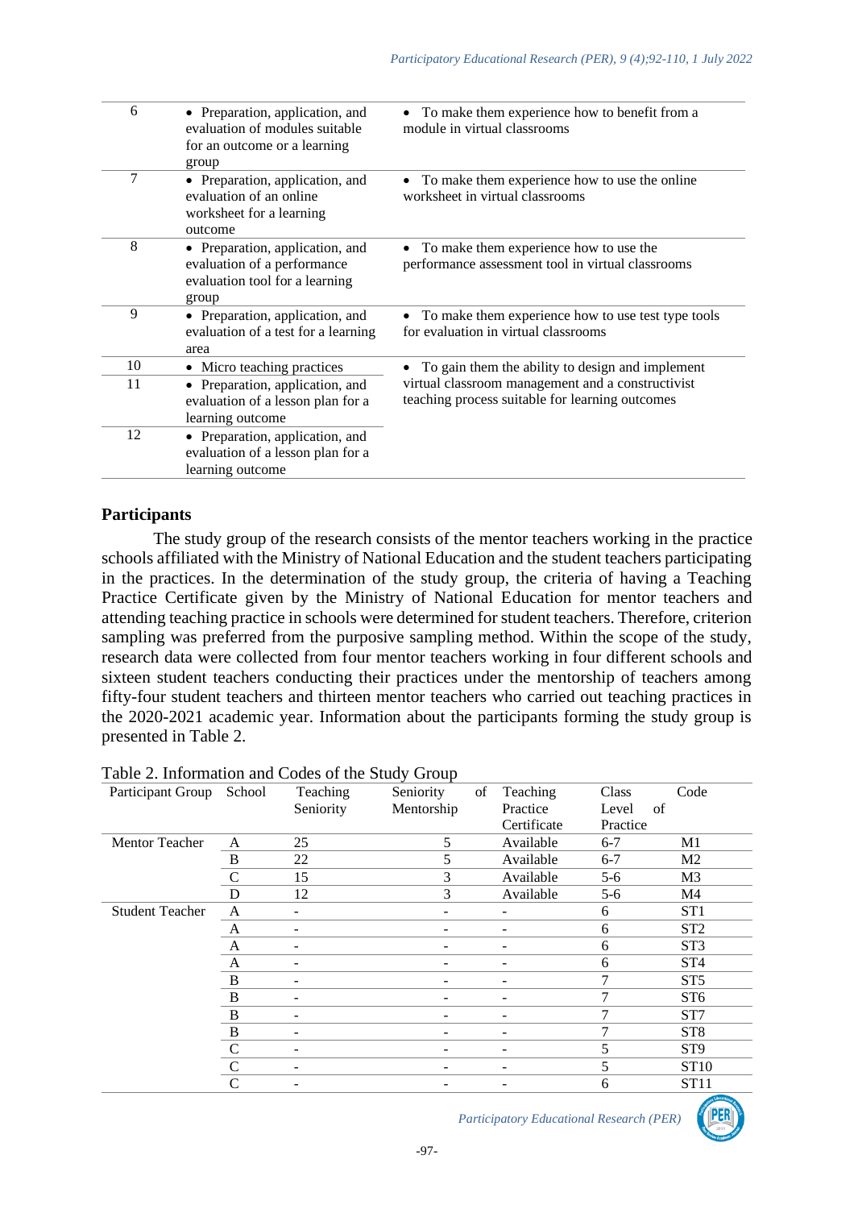| | | |
|---|---|---|
| 6 | • Preparation, application, and evaluation of modules suitable for an outcome or a learning group | • To make them experience how to benefit from a module in virtual classrooms |
| 7 | • Preparation, application, and evaluation of an online worksheet for a learning outcome | • To make them experience how to use the online worksheet in virtual classrooms |
| 8 | • Preparation, application, and evaluation of a performance evaluation tool for a learning group | • To make them experience how to use the performance assessment tool in virtual classrooms |
| 9 | • Preparation, application, and evaluation of a test for a learning area | • To make them experience how to use test type tools for evaluation in virtual classrooms |
| 10 | • Micro teaching practices | • To gain them the ability to design and implement virtual classroom management and a constructivist teaching process suitable for learning outcomes |
| 11 | • Preparation, application, and evaluation of a lesson plan for a learning outcome | |
| 12 | • Preparation, application, and evaluation of a lesson plan for a learning outcome | |

## Participants

The study group of the research consists of the mentor teachers working in the practice schools affiliated with the Ministry of National Education and the student teachers participating in the practices. In the determination of the study group, the criteria of having a Teaching Practice Certificate given by the Ministry of National Education for mentor teachers and attending teaching practice in schools were determined for student teachers. Therefore, criterion sampling was preferred from the purposive sampling method. Within the scope of the study, research data were collected from four mentor teachers working in four different schools and sixteen student teachers conducting their practices under the mentorship of teachers among fifty-four student teachers and thirteen mentor teachers who carried out teaching practices in the 2020-2021 academic year. Information about the participants forming the study group is presented in Table 2.

Table 2. Information and Codes of the Study Group

| Participant Group | School | Teaching Seniority | Seniority of Mentorship | Teaching Practice Certificate | Class Level of Practice | Code |
|---|---|---|---|---|---|---|
| Mentor Teacher | A | 25 | 5 | Available | 6-7 | M1 |
| | B | 22 | 5 | Available | 6-7 | M2 |
| | C | 15 | 3 | Available | 5-6 | M3 |
| | D | 12 | 3 | Available | 5-6 | M4 |
| Student Teacher | A | - | - | - | 6 | ST1 |
| | A | - | - | - | 6 | ST2 |
| | A | - | - | - | 6 | ST3 |
| | A | - | - | - | 6 | ST4 |
| | B | - | - | - | 7 | ST5 |
| | B | - | - | - | 7 | ST6 |
| | B | - | - | - | 7 | ST7 |
| | B | - | - | - | 7 | ST8 |
| | C | - | - | - | 5 | ST9 |
| | C | - | - | - | 5 | ST10 |
| | C | - | - | - | 6 | ST11 |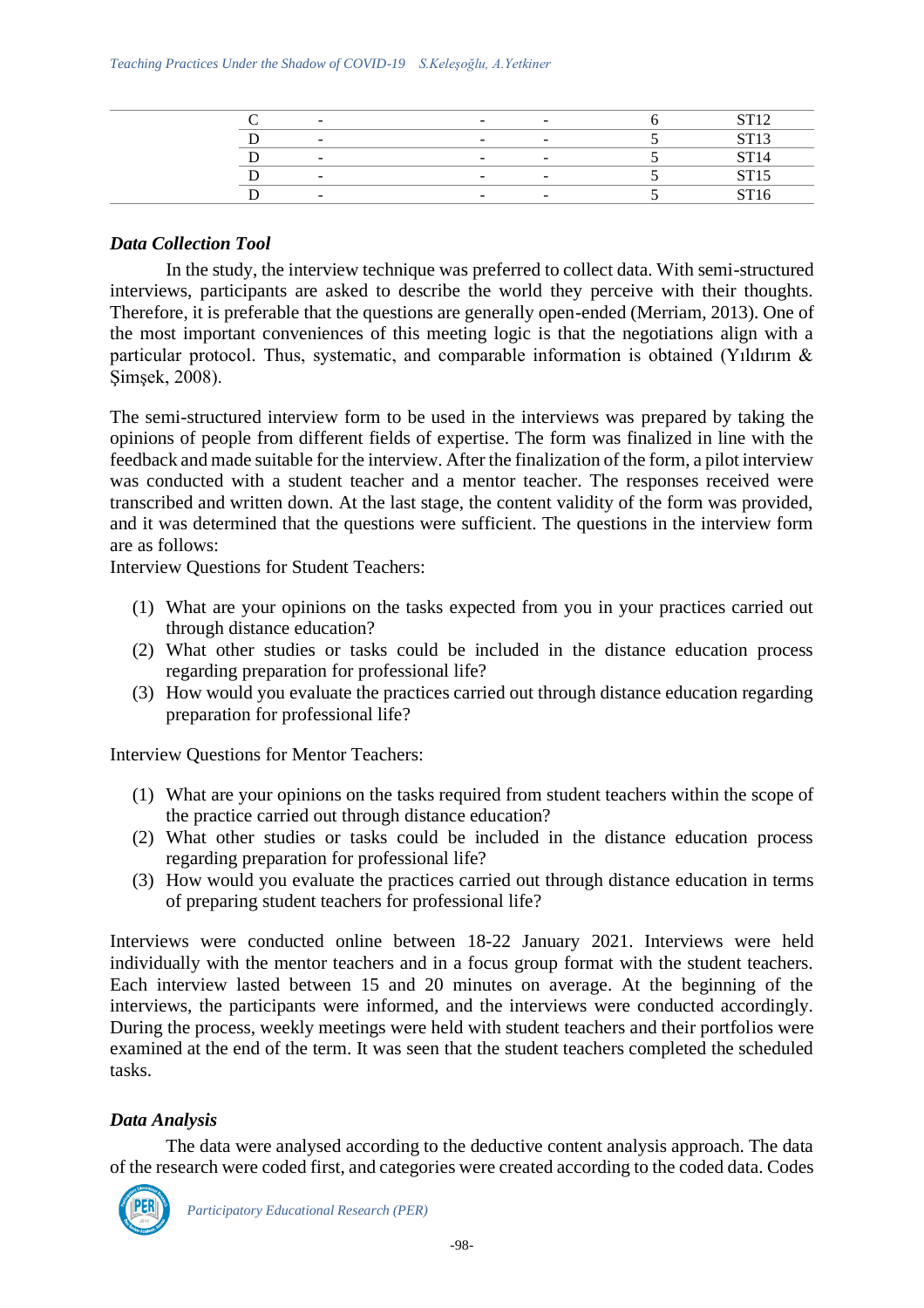| | | | | | | |
|---|---|---|---|---|---|---|
| | C | - | - | - | 6 | ST12 |
| | D | - | - | - | 5 | ST13 |
| | D | - | - | - | 5 | ST14 |
| | D | - | - | - | 5 | ST15 |
| | D | - | - | - | 5 | ST16 |

### *Data Collection Tool*

In the study, the interview technique was preferred to collect data. With semi-structured interviews, participants are asked to describe the world they perceive with their thoughts. Therefore, it is preferable that the questions are generally open-ended (Merriam, 2013). One of the most important conveniences of this meeting logic is that the negotiations align with a particular protocol. Thus, systematic, and comparable information is obtained (Yıldırım & Şimşek, 2008).

The semi-structured interview form to be used in the interviews was prepared by taking the opinions of people from different fields of expertise. The form was finalized in line with the feedback and made suitable for the interview. After the finalization of the form, a pilot interview was conducted with a student teacher and a mentor teacher. The responses received were transcribed and written down. At the last stage, the content validity of the form was provided, and it was determined that the questions were sufficient. The questions in the interview form are as follows:

Interview Questions for Student Teachers:

(1) What are your opinions on the tasks expected from you in your practices carried out through distance education?
(2) What other studies or tasks could be included in the distance education process regarding preparation for professional life?
(3) How would you evaluate the practices carried out through distance education regarding preparation for professional life?

Interview Questions for Mentor Teachers:

(1) What are your opinions on the tasks required from student teachers within the scope of the practice carried out through distance education?
(2) What other studies or tasks could be included in the distance education process regarding preparation for professional life?
(3) How would you evaluate the practices carried out through distance education in terms of preparing student teachers for professional life?

Interviews were conducted online between 18-22 January 2021. Interviews were held individually with the mentor teachers and in a focus group format with the student teachers. Each interview lasted between 15 and 20 minutes on average. At the beginning of the interviews, the participants were informed, and the interviews were conducted accordingly. During the process, weekly meetings were held with student teachers and their portfolios were examined at the end of the term. It was seen that the student teachers completed the scheduled tasks.

### *Data Analysis*

The data were analysed according to the deductive content analysis approach. The data of the research were coded first, and categories were created according to the coded data. Codes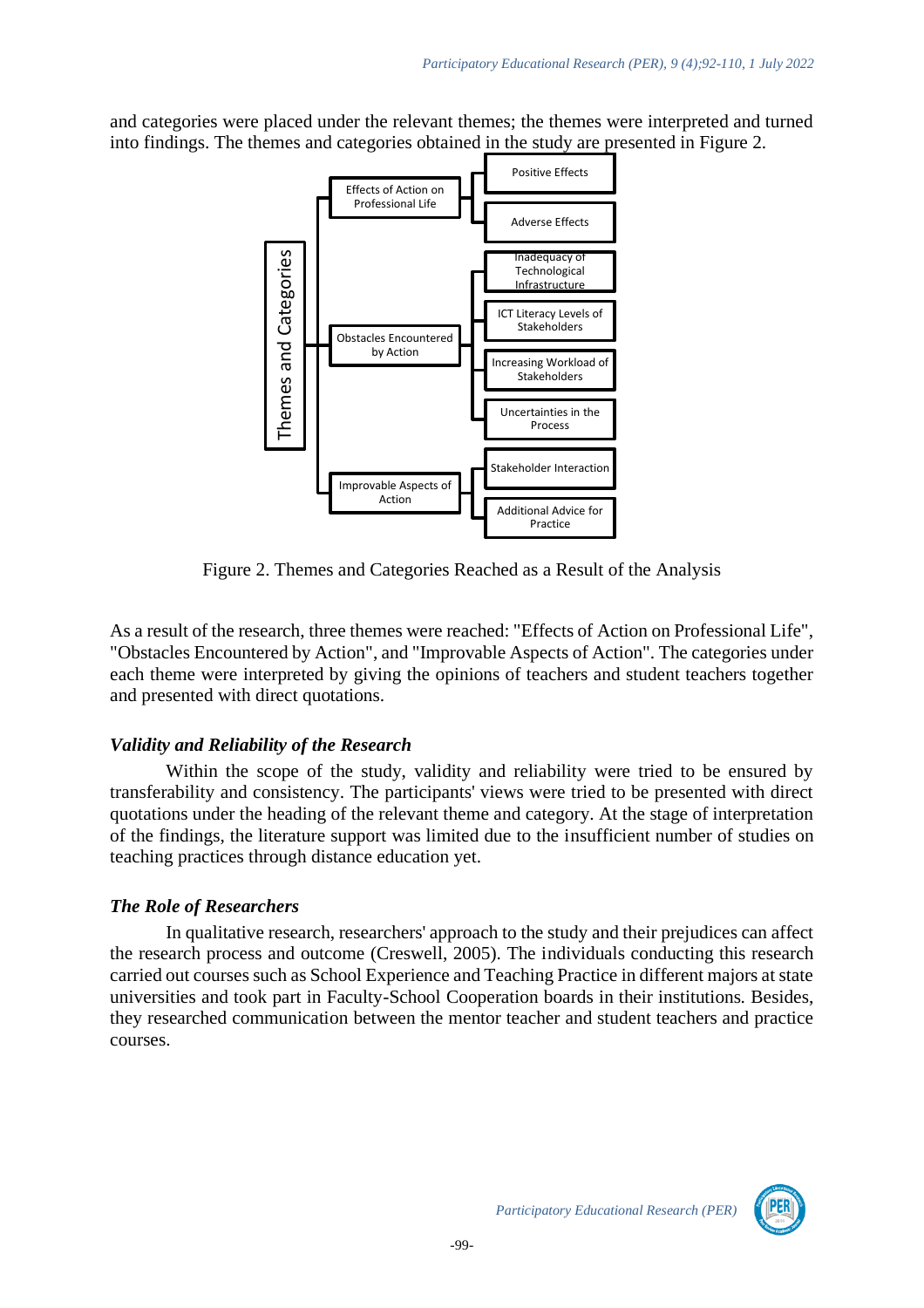and categories were placed under the relevant themes; the themes were interpreted and turned into findings. The themes and categories obtained in the study are presented in Figure 2.

Themes and Categories

Effects of Action on Professional Life

Positive Effects

Adverse Effects

Obstacles Encountered by Action

Inadequacy of Technological Infrastructure

ICT Literacy Levels of Stakeholders

Increasing Workload of Stakeholders

Uncertainties in the Process

Improvable Aspects of Action

Stakeholder Interaction

Additional Advice for Practice

Figure 2. Themes and Categories Reached as a Result of the Analysis

As a result of the research, three themes were reached: "Effects of Action on Professional Life", "Obstacles Encountered by Action", and "Improvable Aspects of Action". The categories under each theme were interpreted by giving the opinions of teachers and student teachers together and presented with direct quotations.

### *Validity and Reliability of the Research*

Within the scope of the study, validity and reliability were tried to be ensured by transferability and consistency. The participants' views were tried to be presented with direct quotations under the heading of the relevant theme and category. At the stage of interpretation of the findings, the literature support was limited due to the insufficient number of studies on teaching practices through distance education yet.

### *The Role of Researchers*

In qualitative research, researchers' approach to the study and their prejudices can affect the research process and outcome (Creswell, 2005). The individuals conducting this research carried out courses such as School Experience and Teaching Practice in different majors at state universities and took part in Faculty-School Cooperation boards in their institutions. Besides, they researched communication between the mentor teacher and student teachers and practice courses.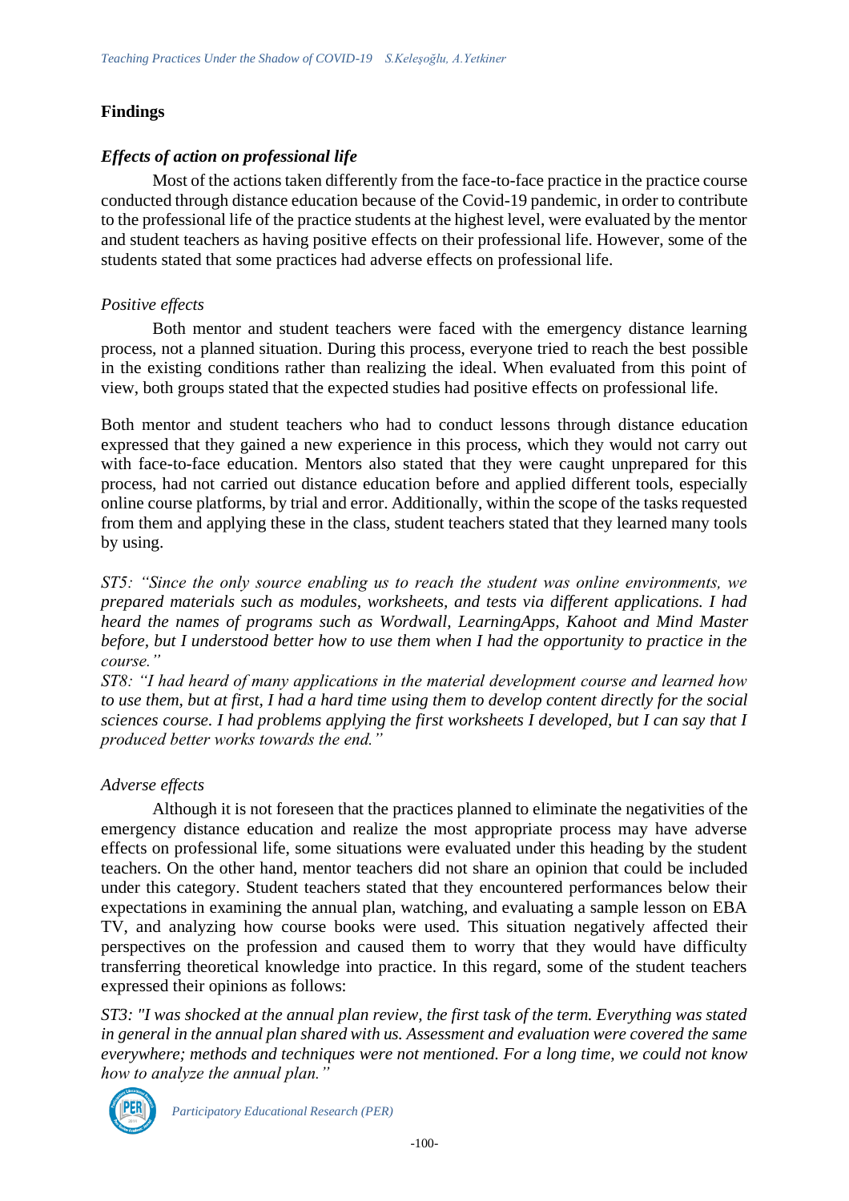## Findings

### *Effects of action on professional life*

Most of the actions taken differently from the face-to-face practice in the practice course conducted through distance education because of the Covid-19 pandemic, in order to contribute to the professional life of the practice students at the highest level, were evaluated by the mentor and student teachers as having positive effects on their professional life. However, some of the students stated that some practices had adverse effects on professional life.

#### *Positive effects*

Both mentor and student teachers were faced with the emergency distance learning process, not a planned situation. During this process, everyone tried to reach the best possible in the existing conditions rather than realizing the ideal. When evaluated from this point of view, both groups stated that the expected studies had positive effects on professional life.

Both mentor and student teachers who had to conduct lessons through distance education expressed that they gained a new experience in this process, which they would not carry out with face-to-face education. Mentors also stated that they were caught unprepared for this process, had not carried out distance education before and applied different tools, especially online course platforms, by trial and error. Additionally, within the scope of the tasks requested from them and applying these in the class, student teachers stated that they learned many tools by using.

*ST5: "Since the only source enabling us to reach the student was online environments, we prepared materials such as modules, worksheets, and tests via different applications. I had heard the names of programs such as Wordwall, LearningApps, Kahoot and Mind Master before, but I understood better how to use them when I had the opportunity to practice in the course."*

*ST8: "I had heard of many applications in the material development course and learned how to use them, but at first, I had a hard time using them to develop content directly for the social sciences course. I had problems applying the first worksheets I developed, but I can say that I produced better works towards the end."*

#### *Adverse effects*

Although it is not foreseen that the practices planned to eliminate the negativities of the emergency distance education and realize the most appropriate process may have adverse effects on professional life, some situations were evaluated under this heading by the student teachers. On the other hand, mentor teachers did not share an opinion that could be included under this category. Student teachers stated that they encountered performances below their expectations in examining the annual plan, watching, and evaluating a sample lesson on EBA TV, and analyzing how course books were used. This situation negatively affected their perspectives on the profession and caused them to worry that they would have difficulty transferring theoretical knowledge into practice. In this regard, some of the student teachers expressed their opinions as follows:

*ST3: "I was shocked at the annual plan review, the first task of the term. Everything was stated in general in the annual plan shared with us. Assessment and evaluation were covered the same everywhere; methods and techniques were not mentioned. For a long time, we could not know how to analyze the annual plan."*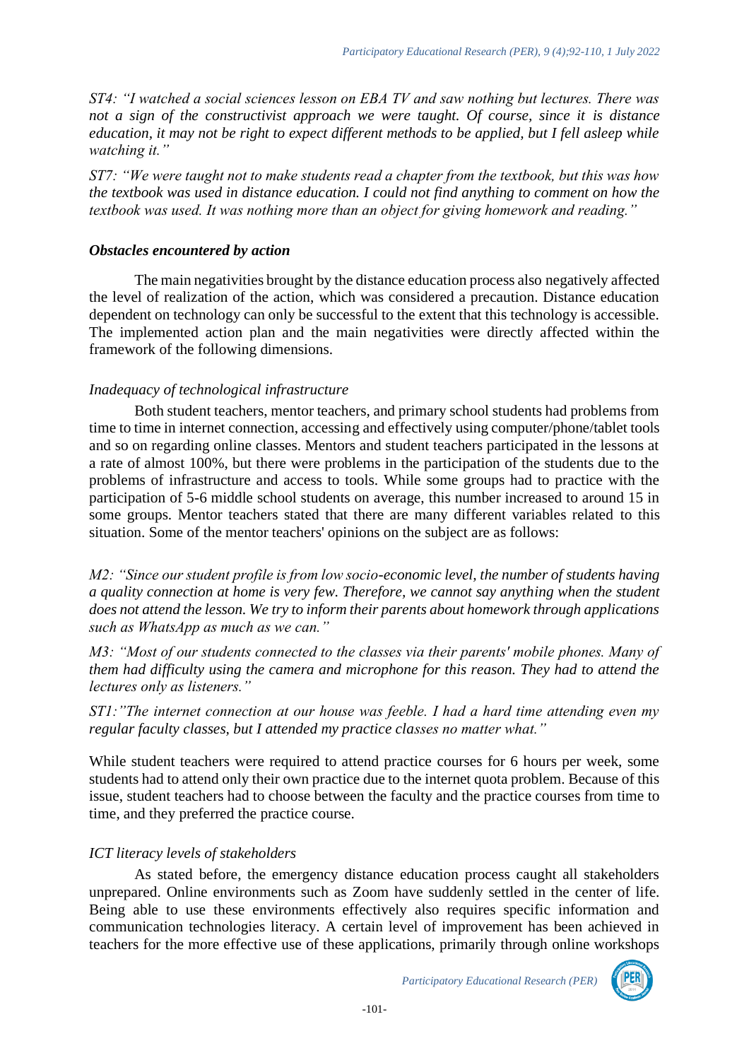*ST4: "I watched a social sciences lesson on EBA TV and saw nothing but lectures. There was not a sign of the constructivist approach we were taught. Of course, since it is distance education, it may not be right to expect different methods to be applied, but I fell asleep while watching it."*

*ST7: "We were taught not to make students read a chapter from the textbook, but this was how the textbook was used in distance education. I could not find anything to comment on how the textbook was used. It was nothing more than an object for giving homework and reading."*

### *Obstacles encountered by action*

The main negativities brought by the distance education process also negatively affected the level of realization of the action, which was considered a precaution. Distance education dependent on technology can only be successful to the extent that this technology is accessible. The implemented action plan and the main negativities were directly affected within the framework of the following dimensions.

#### *Inadequacy of technological infrastructure*

Both student teachers, mentor teachers, and primary school students had problems from time to time in internet connection, accessing and effectively using computer/phone/tablet tools and so on regarding online classes. Mentors and student teachers participated in the lessons at a rate of almost 100%, but there were problems in the participation of the students due to the problems of infrastructure and access to tools. While some groups had to practice with the participation of 5-6 middle school students on average, this number increased to around 15 in some groups. Mentor teachers stated that there are many different variables related to this situation. Some of the mentor teachers' opinions on the subject are as follows:

*M2: "Since our student profile is from low socio-economic level, the number of students having a quality connection at home is very few. Therefore, we cannot say anything when the student does not attend the lesson. We try to inform their parents about homework through applications such as WhatsApp as much as we can."*

*M3: "Most of our students connected to the classes via their parents' mobile phones. Many of them had difficulty using the camera and microphone for this reason. They had to attend the lectures only as listeners."*

*ST1:"The internet connection at our house was feeble. I had a hard time attending even my regular faculty classes, but I attended my practice classes no matter what."*

While student teachers were required to attend practice courses for 6 hours per week, some students had to attend only their own practice due to the internet quota problem. Because of this issue, student teachers had to choose between the faculty and the practice courses from time to time, and they preferred the practice course.

#### *ICT literacy levels of stakeholders*

As stated before, the emergency distance education process caught all stakeholders unprepared. Online environments such as Zoom have suddenly settled in the center of life. Being able to use these environments effectively also requires specific information and communication technologies literacy. A certain level of improvement has been achieved in teachers for the more effective use of these applications, primarily through online workshops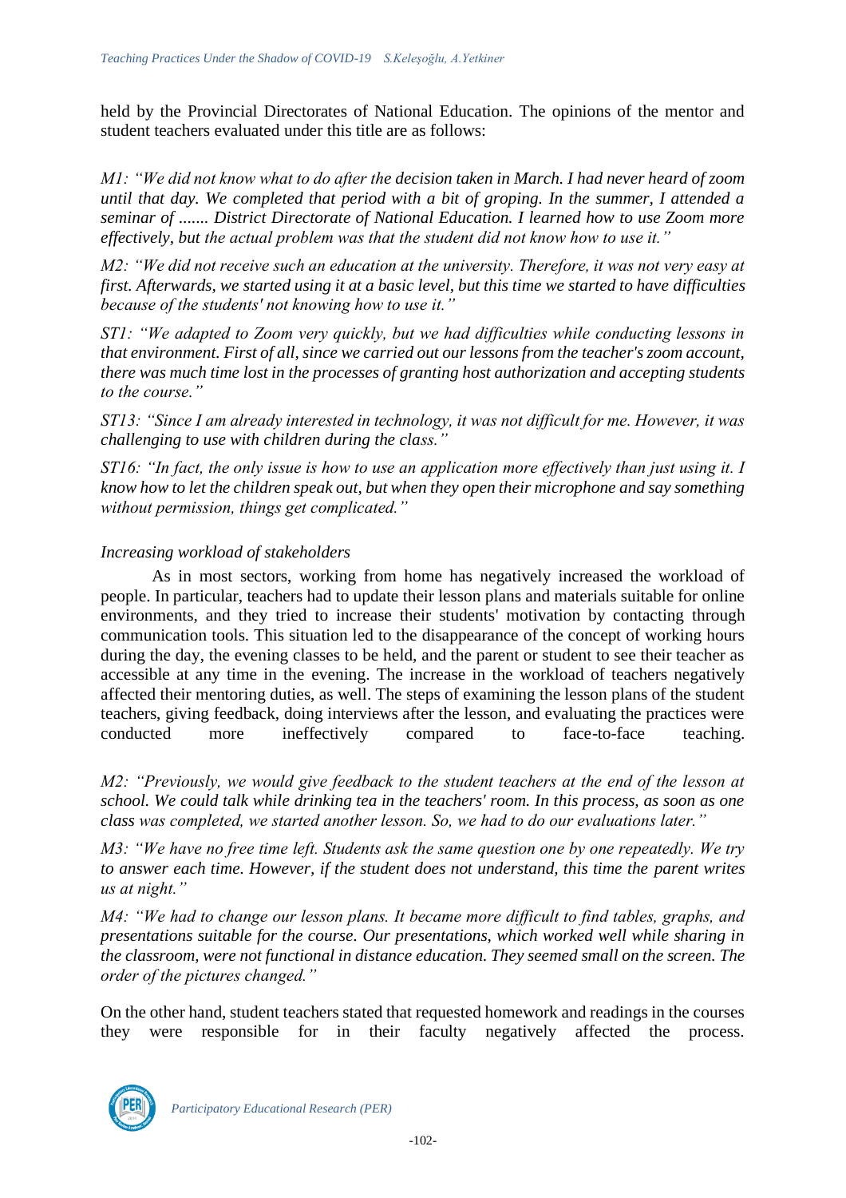held by the Provincial Directorates of National Education. The opinions of the mentor and student teachers evaluated under this title are as follows:

*M1: "We did not know what to do after the decision taken in March. I had never heard of zoom until that day. We completed that period with a bit of groping. In the summer, I attended a seminar of ....... District Directorate of National Education. I learned how to use Zoom more effectively, but the actual problem was that the student did not know how to use it."*

*M2: "We did not receive such an education at the university. Therefore, it was not very easy at first. Afterwards, we started using it at a basic level, but this time we started to have difficulties because of the students' not knowing how to use it."*

*ST1: "We adapted to Zoom very quickly, but we had difficulties while conducting lessons in that environment. First of all, since we carried out our lessons from the teacher's zoom account, there was much time lost in the processes of granting host authorization and accepting students to the course."*

*ST13: "Since I am already interested in technology, it was not difficult for me. However, it was challenging to use with children during the class."*

*ST16: "In fact, the only issue is how to use an application more effectively than just using it. I know how to let the children speak out, but when they open their microphone and say something without permission, things get complicated."*

*Increasing workload of stakeholders*

As in most sectors, working from home has negatively increased the workload of people. In particular, teachers had to update their lesson plans and materials suitable for online environments, and they tried to increase their students' motivation by contacting through communication tools. This situation led to the disappearance of the concept of working hours during the day, the evening classes to be held, and the parent or student to see their teacher as accessible at any time in the evening. The increase in the workload of teachers negatively affected their mentoring duties, as well. The steps of examining the lesson plans of the student teachers, giving feedback, doing interviews after the lesson, and evaluating the practices were conducted more ineffectively compared to face-to-face teaching.

*M2: "Previously, we would give feedback to the student teachers at the end of the lesson at school. We could talk while drinking tea in the teachers' room. In this process, as soon as one class was completed, we started another lesson. So, we had to do our evaluations later."*

*M3: "We have no free time left. Students ask the same question one by one repeatedly. We try to answer each time. However, if the student does not understand, this time the parent writes us at night."*

*M4: "We had to change our lesson plans. It became more difficult to find tables, graphs, and presentations suitable for the course. Our presentations, which worked well while sharing in the classroom, were not functional in distance education. They seemed small on the screen. The order of the pictures changed."*

On the other hand, student teachers stated that requested homework and readings in the courses they were responsible for in their faculty negatively affected the process.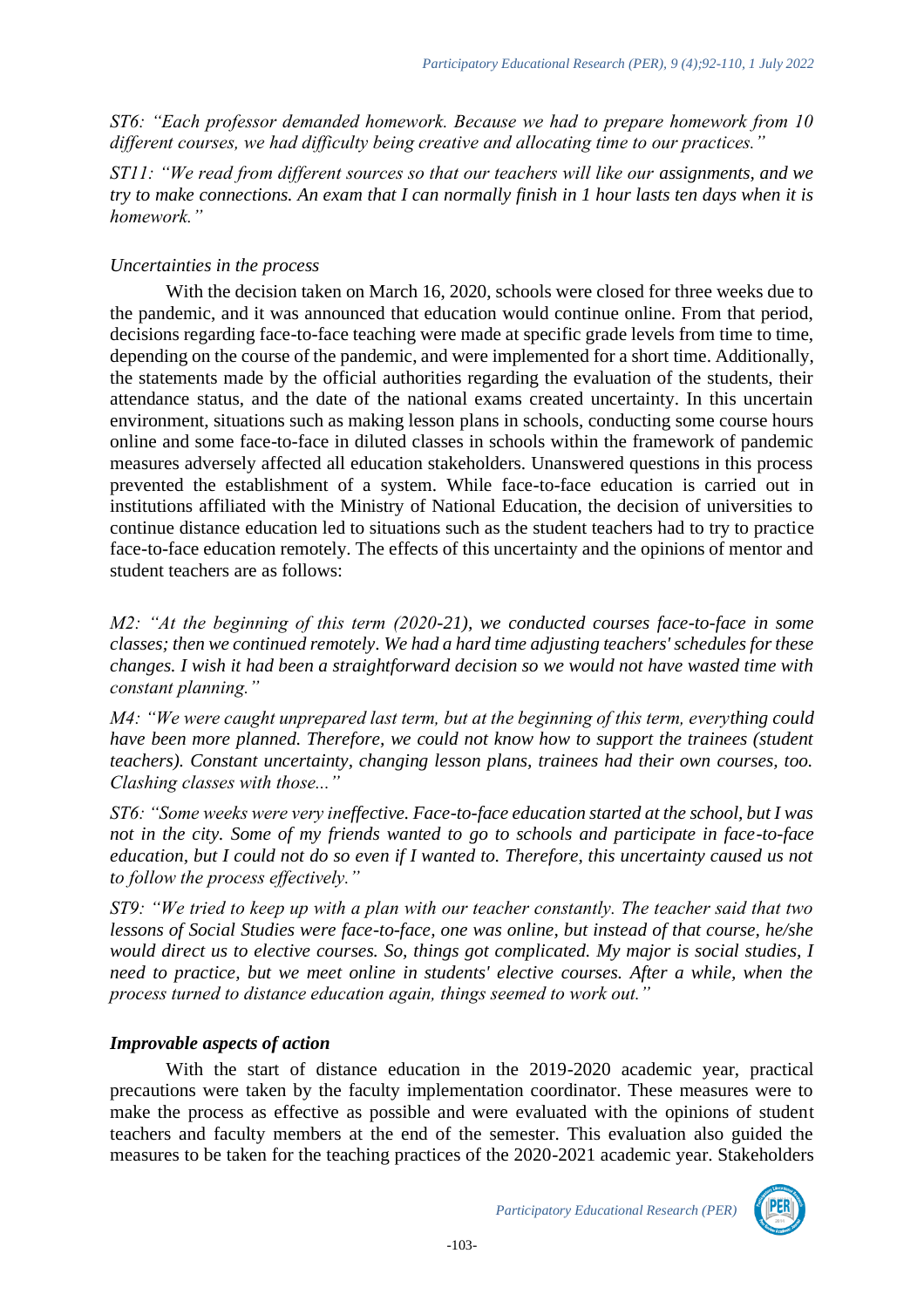*ST6: "Each professor demanded homework. Because we had to prepare homework from 10 different courses, we had difficulty being creative and allocating time to our practices."*

*ST11: "We read from different sources so that our teachers will like our assignments, and we try to make connections. An exam that I can normally finish in 1 hour lasts ten days when it is homework."*

*Uncertainties in the process*

With the decision taken on March 16, 2020, schools were closed for three weeks due to the pandemic, and it was announced that education would continue online. From that period, decisions regarding face-to-face teaching were made at specific grade levels from time to time, depending on the course of the pandemic, and were implemented for a short time. Additionally, the statements made by the official authorities regarding the evaluation of the students, their attendance status, and the date of the national exams created uncertainty. In this uncertain environment, situations such as making lesson plans in schools, conducting some course hours online and some face-to-face in diluted classes in schools within the framework of pandemic measures adversely affected all education stakeholders. Unanswered questions in this process prevented the establishment of a system. While face-to-face education is carried out in institutions affiliated with the Ministry of National Education, the decision of universities to continue distance education led to situations such as the student teachers had to try to practice face-to-face education remotely. The effects of this uncertainty and the opinions of mentor and student teachers are as follows:

*M2: "At the beginning of this term (2020-21), we conducted courses face-to-face in some classes; then we continued remotely. We had a hard time adjusting teachers' schedules for these changes. I wish it had been a straightforward decision so we would not have wasted time with constant planning."*

*M4: "We were caught unprepared last term, but at the beginning of this term, everything could have been more planned. Therefore, we could not know how to support the trainees (student teachers). Constant uncertainty, changing lesson plans, trainees had their own courses, too. Clashing classes with those..."*

*ST6: "Some weeks were very ineffective. Face-to-face education started at the school, but I was not in the city. Some of my friends wanted to go to schools and participate in face-to-face education, but I could not do so even if I wanted to. Therefore, this uncertainty caused us not to follow the process effectively."*

*ST9: "We tried to keep up with a plan with our teacher constantly. The teacher said that two lessons of Social Studies were face-to-face, one was online, but instead of that course, he/she would direct us to elective courses. So, things got complicated. My major is social studies, I need to practice, but we meet online in students' elective courses. After a while, when the process turned to distance education again, things seemed to work out."*

***Improvable aspects of action***

With the start of distance education in the 2019-2020 academic year, practical precautions were taken by the faculty implementation coordinator. These measures were to make the process as effective as possible and were evaluated with the opinions of student teachers and faculty members at the end of the semester. This evaluation also guided the measures to be taken for the teaching practices of the 2020-2021 academic year. Stakeholders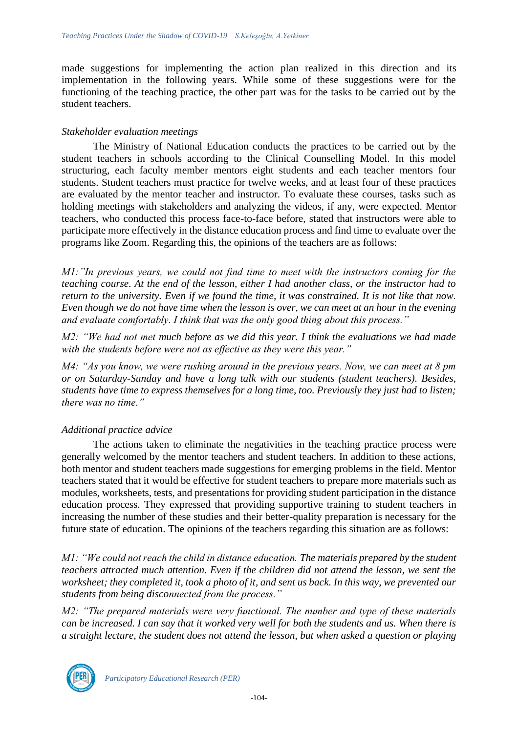made suggestions for implementing the action plan realized in this direction and its implementation in the following years. While some of these suggestions were for the functioning of the teaching practice, the other part was for the tasks to be carried out by the student teachers.

### *Stakeholder evaluation meetings*

The Ministry of National Education conducts the practices to be carried out by the student teachers in schools according to the Clinical Counselling Model. In this model structuring, each faculty member mentors eight students and each teacher mentors four students. Student teachers must practice for twelve weeks, and at least four of these practices are evaluated by the mentor teacher and instructor. To evaluate these courses, tasks such as holding meetings with stakeholders and analyzing the videos, if any, were expected. Mentor teachers, who conducted this process face-to-face before, stated that instructors were able to participate more effectively in the distance education process and find time to evaluate over the programs like Zoom. Regarding this, the opinions of the teachers are as follows:

*M1:"In previous years, we could not find time to meet with the instructors coming for the teaching course. At the end of the lesson, either I had another class, or the instructor had to return to the university. Even if we found the time, it was constrained. It is not like that now. Even though we do not have time when the lesson is over, we can meet at an hour in the evening and evaluate comfortably. I think that was the only good thing about this process."*

*M2: "We had not met much before as we did this year. I think the evaluations we had made with the students before were not as effective as they were this year."*

*M4: "As you know, we were rushing around in the previous years. Now, we can meet at 8 pm or on Saturday-Sunday and have a long talk with our students (student teachers). Besides, students have time to express themselves for a long time, too. Previously they just had to listen; there was no time."*

### *Additional practice advice*

The actions taken to eliminate the negativities in the teaching practice process were generally welcomed by the mentor teachers and student teachers. In addition to these actions, both mentor and student teachers made suggestions for emerging problems in the field. Mentor teachers stated that it would be effective for student teachers to prepare more materials such as modules, worksheets, tests, and presentations for providing student participation in the distance education process. They expressed that providing supportive training to student teachers in increasing the number of these studies and their better-quality preparation is necessary for the future state of education. The opinions of the teachers regarding this situation are as follows:

*M1: "We could not reach the child in distance education. The materials prepared by the student teachers attracted much attention. Even if the children did not attend the lesson, we sent the worksheet; they completed it, took a photo of it, and sent us back. In this way, we prevented our students from being disconnected from the process."*

*M2: "The prepared materials were very functional. The number and type of these materials can be increased. I can say that it worked very well for both the students and us. When there is a straight lecture, the student does not attend the lesson, but when asked a question or playing*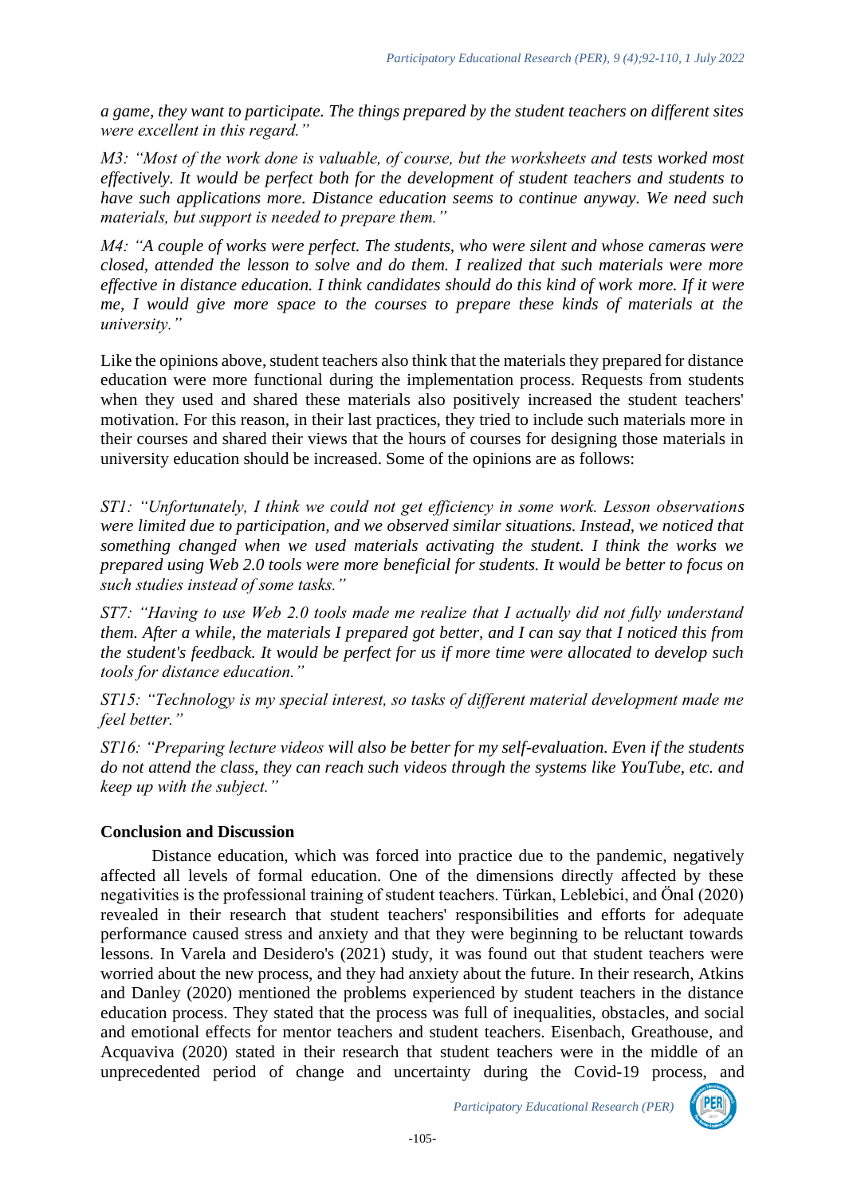*a game, they want to participate. The things prepared by the student teachers on different sites were excellent in this regard."*

*M3: "Most of the work done is valuable, of course, but the worksheets and tests worked most effectively. It would be perfect both for the development of student teachers and students to have such applications more. Distance education seems to continue anyway. We need such materials, but support is needed to prepare them."*

*M4: "A couple of works were perfect. The students, who were silent and whose cameras were closed, attended the lesson to solve and do them. I realized that such materials were more effective in distance education. I think candidates should do this kind of work more. If it were me, I would give more space to the courses to prepare these kinds of materials at the university."*

Like the opinions above, student teachers also think that the materials they prepared for distance education were more functional during the implementation process. Requests from students when they used and shared these materials also positively increased the student teachers' motivation. For this reason, in their last practices, they tried to include such materials more in their courses and shared their views that the hours of courses for designing those materials in university education should be increased. Some of the opinions are as follows:

*ST1: "Unfortunately, I think we could not get efficiency in some work. Lesson observations were limited due to participation, and we observed similar situations. Instead, we noticed that something changed when we used materials activating the student. I think the works we prepared using Web 2.0 tools were more beneficial for students. It would be better to focus on such studies instead of some tasks."*

*ST7: "Having to use Web 2.0 tools made me realize that I actually did not fully understand them. After a while, the materials I prepared got better, and I can say that I noticed this from the student's feedback. It would be perfect for us if more time were allocated to develop such tools for distance education."*

*ST15: "Technology is my special interest, so tasks of different material development made me feel better."*

*ST16: "Preparing lecture videos will also be better for my self-evaluation. Even if the students do not attend the class, they can reach such videos through the systems like YouTube, etc. and keep up with the subject."*

## Conclusion and Discussion

Distance education, which was forced into practice due to the pandemic, negatively affected all levels of formal education. One of the dimensions directly affected by these negativities is the professional training of student teachers. Türkan, Leblebici, and Önal (2020) revealed in their research that student teachers' responsibilities and efforts for adequate performance caused stress and anxiety and that they were beginning to be reluctant towards lessons. In Varela and Desidero's (2021) study, it was found out that student teachers were worried about the new process, and they had anxiety about the future. In their research, Atkins and Danley (2020) mentioned the problems experienced by student teachers in the distance education process. They stated that the process was full of inequalities, obstacles, and social and emotional effects for mentor teachers and student teachers. Eisenbach, Greathouse, and Acquaviva (2020) stated in their research that student teachers were in the middle of an unprecedented period of change and uncertainty during the Covid-19 process, and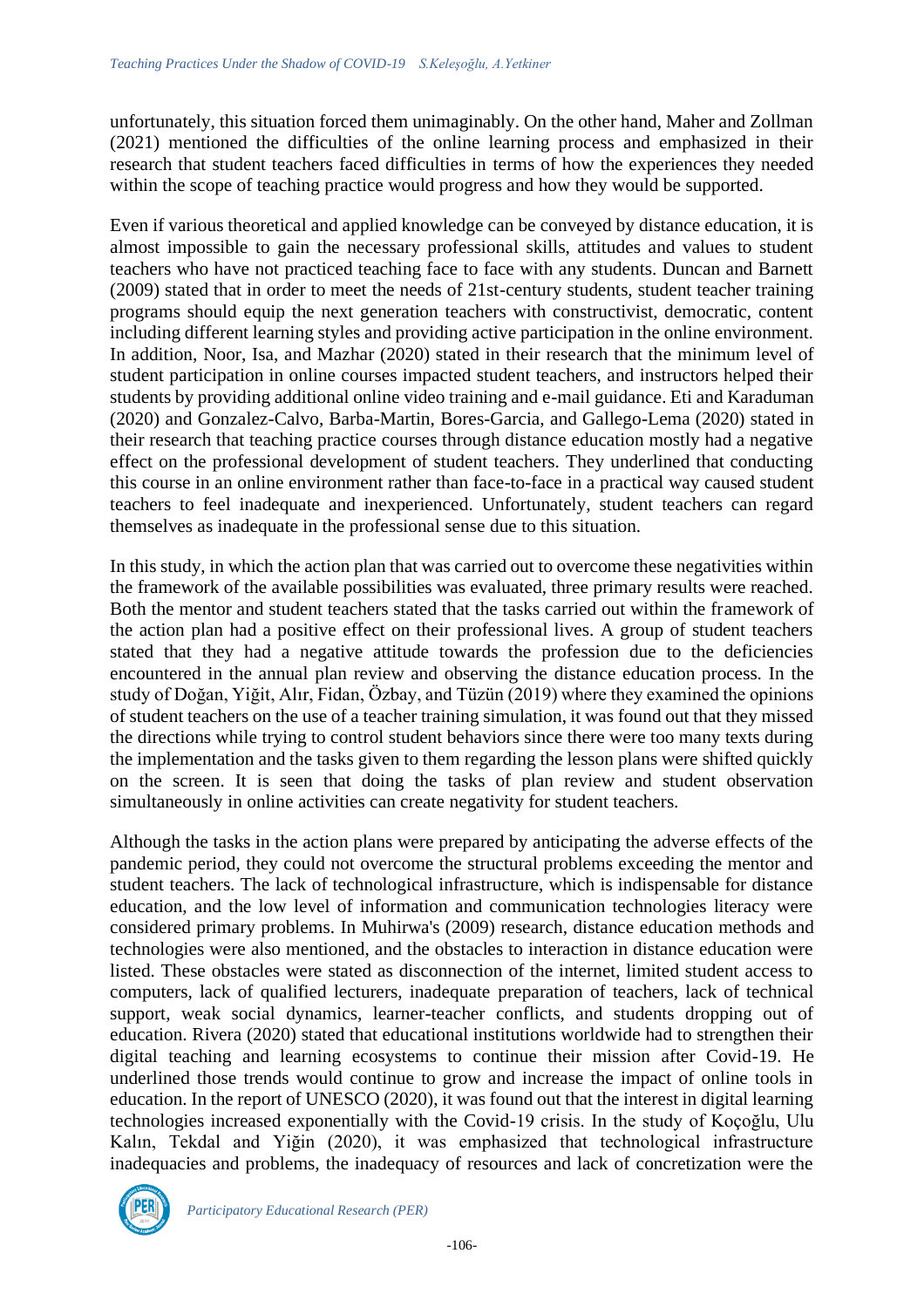unfortunately, this situation forced them unimaginably. On the other hand, Maher and Zollman (2021) mentioned the difficulties of the online learning process and emphasized in their research that student teachers faced difficulties in terms of how the experiences they needed within the scope of teaching practice would progress and how they would be supported.

Even if various theoretical and applied knowledge can be conveyed by distance education, it is almost impossible to gain the necessary professional skills, attitudes and values to student teachers who have not practiced teaching face to face with any students. Duncan and Barnett (2009) stated that in order to meet the needs of 21st-century students, student teacher training programs should equip the next generation teachers with constructivist, democratic, content including different learning styles and providing active participation in the online environment. In addition, Noor, Isa, and Mazhar (2020) stated in their research that the minimum level of student participation in online courses impacted student teachers, and instructors helped their students by providing additional online video training and e-mail guidance. Eti and Karaduman (2020) and Gonzalez-Calvo, Barba-Martin, Bores-Garcia, and Gallego-Lema (2020) stated in their research that teaching practice courses through distance education mostly had a negative effect on the professional development of student teachers. They underlined that conducting this course in an online environment rather than face-to-face in a practical way caused student teachers to feel inadequate and inexperienced. Unfortunately, student teachers can regard themselves as inadequate in the professional sense due to this situation.

In this study, in which the action plan that was carried out to overcome these negativities within the framework of the available possibilities was evaluated, three primary results were reached. Both the mentor and student teachers stated that the tasks carried out within the framework of the action plan had a positive effect on their professional lives. A group of student teachers stated that they had a negative attitude towards the profession due to the deficiencies encountered in the annual plan review and observing the distance education process. In the study of Doğan, Yiğit, Alır, Fidan, Özbay, and Tüzün (2019) where they examined the opinions of student teachers on the use of a teacher training simulation, it was found out that they missed the directions while trying to control student behaviors since there were too many texts during the implementation and the tasks given to them regarding the lesson plans were shifted quickly on the screen. It is seen that doing the tasks of plan review and student observation simultaneously in online activities can create negativity for student teachers.

Although the tasks in the action plans were prepared by anticipating the adverse effects of the pandemic period, they could not overcome the structural problems exceeding the mentor and student teachers. The lack of technological infrastructure, which is indispensable for distance education, and the low level of information and communication technologies literacy were considered primary problems. In Muhirwa's (2009) research, distance education methods and technologies were also mentioned, and the obstacles to interaction in distance education were listed. These obstacles were stated as disconnection of the internet, limited student access to computers, lack of qualified lecturers, inadequate preparation of teachers, lack of technical support, weak social dynamics, learner-teacher conflicts, and students dropping out of education. Rivera (2020) stated that educational institutions worldwide had to strengthen their digital teaching and learning ecosystems to continue their mission after Covid-19. He underlined those trends would continue to grow and increase the impact of online tools in education. In the report of UNESCO (2020), it was found out that the interest in digital learning technologies increased exponentially with the Covid-19 crisis. In the study of Koçoğlu, Ulu Kalın, Tekdal and Yiğin (2020), it was emphasized that technological infrastructure inadequacies and problems, the inadequacy of resources and lack of concretization were the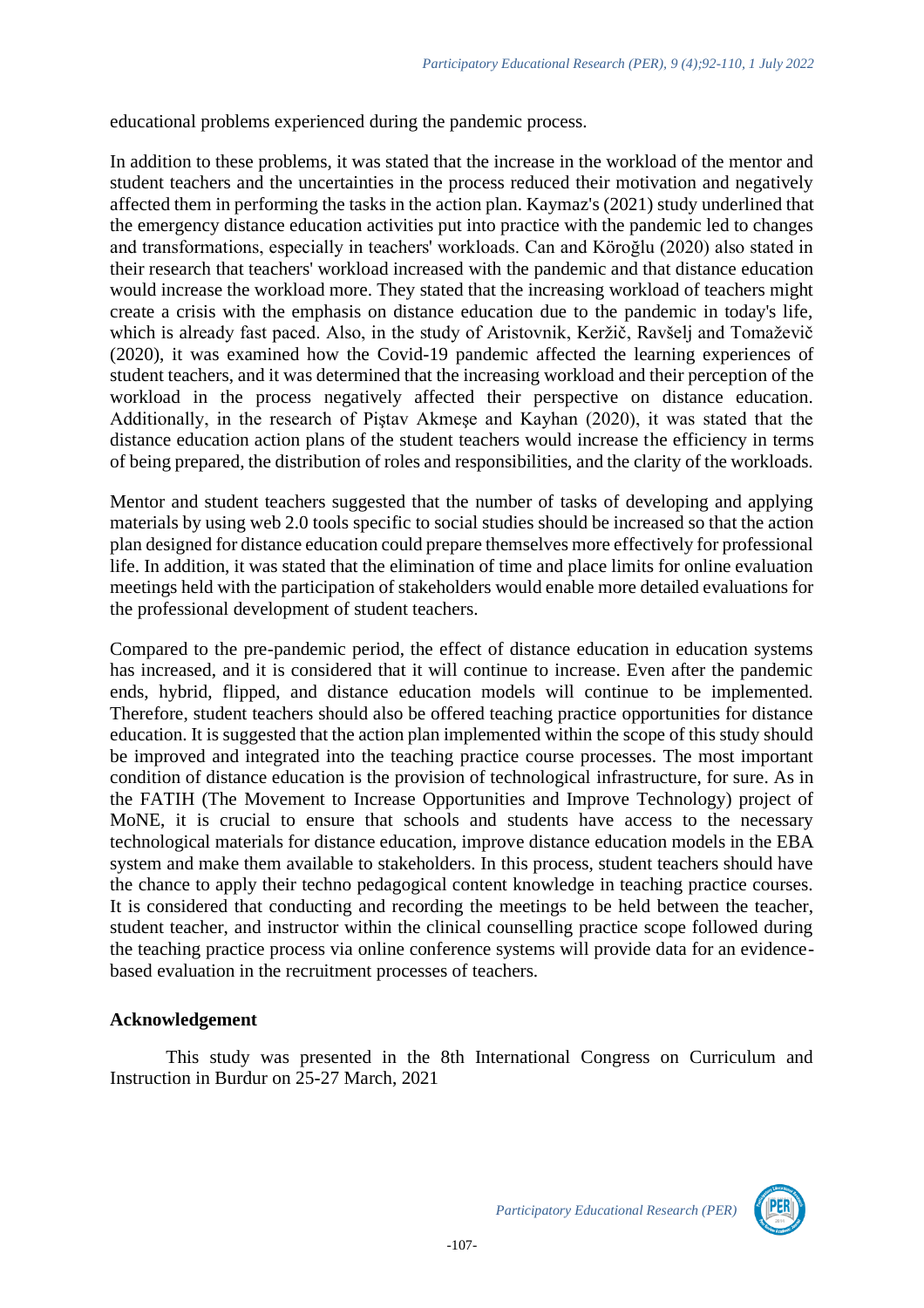educational problems experienced during the pandemic process.

In addition to these problems, it was stated that the increase in the workload of the mentor and student teachers and the uncertainties in the process reduced their motivation and negatively affected them in performing the tasks in the action plan. Kaymaz's (2021) study underlined that the emergency distance education activities put into practice with the pandemic led to changes and transformations, especially in teachers' workloads. Can and Köroğlu (2020) also stated in their research that teachers' workload increased with the pandemic and that distance education would increase the workload more. They stated that the increasing workload of teachers might create a crisis with the emphasis on distance education due to the pandemic in today's life, which is already fast paced. Also, in the study of Aristovnik, Keržič, Ravšelj and Tomaževič (2020), it was examined how the Covid-19 pandemic affected the learning experiences of student teachers, and it was determined that the increasing workload and their perception of the workload in the process negatively affected their perspective on distance education. Additionally, in the research of Piştav Akmeşe and Kayhan (2020), it was stated that the distance education action plans of the student teachers would increase the efficiency in terms of being prepared, the distribution of roles and responsibilities, and the clarity of the workloads.

Mentor and student teachers suggested that the number of tasks of developing and applying materials by using web 2.0 tools specific to social studies should be increased so that the action plan designed for distance education could prepare themselves more effectively for professional life. In addition, it was stated that the elimination of time and place limits for online evaluation meetings held with the participation of stakeholders would enable more detailed evaluations for the professional development of student teachers.

Compared to the pre-pandemic period, the effect of distance education in education systems has increased, and it is considered that it will continue to increase. Even after the pandemic ends, hybrid, flipped, and distance education models will continue to be implemented. Therefore, student teachers should also be offered teaching practice opportunities for distance education. It is suggested that the action plan implemented within the scope of this study should be improved and integrated into the teaching practice course processes. The most important condition of distance education is the provision of technological infrastructure, for sure. As in the FATIH (The Movement to Increase Opportunities and Improve Technology) project of MoNE, it is crucial to ensure that schools and students have access to the necessary technological materials for distance education, improve distance education models in the EBA system and make them available to stakeholders. In this process, student teachers should have the chance to apply their techno pedagogical content knowledge in teaching practice courses. It is considered that conducting and recording the meetings to be held between the teacher, student teacher, and instructor within the clinical counselling practice scope followed during the teaching practice process via online conference systems will provide data for an evidence-based evaluation in the recruitment processes of teachers.

## Acknowledgement

This study was presented in the 8th International Congress on Curriculum and Instruction in Burdur on 25-27 March, 2021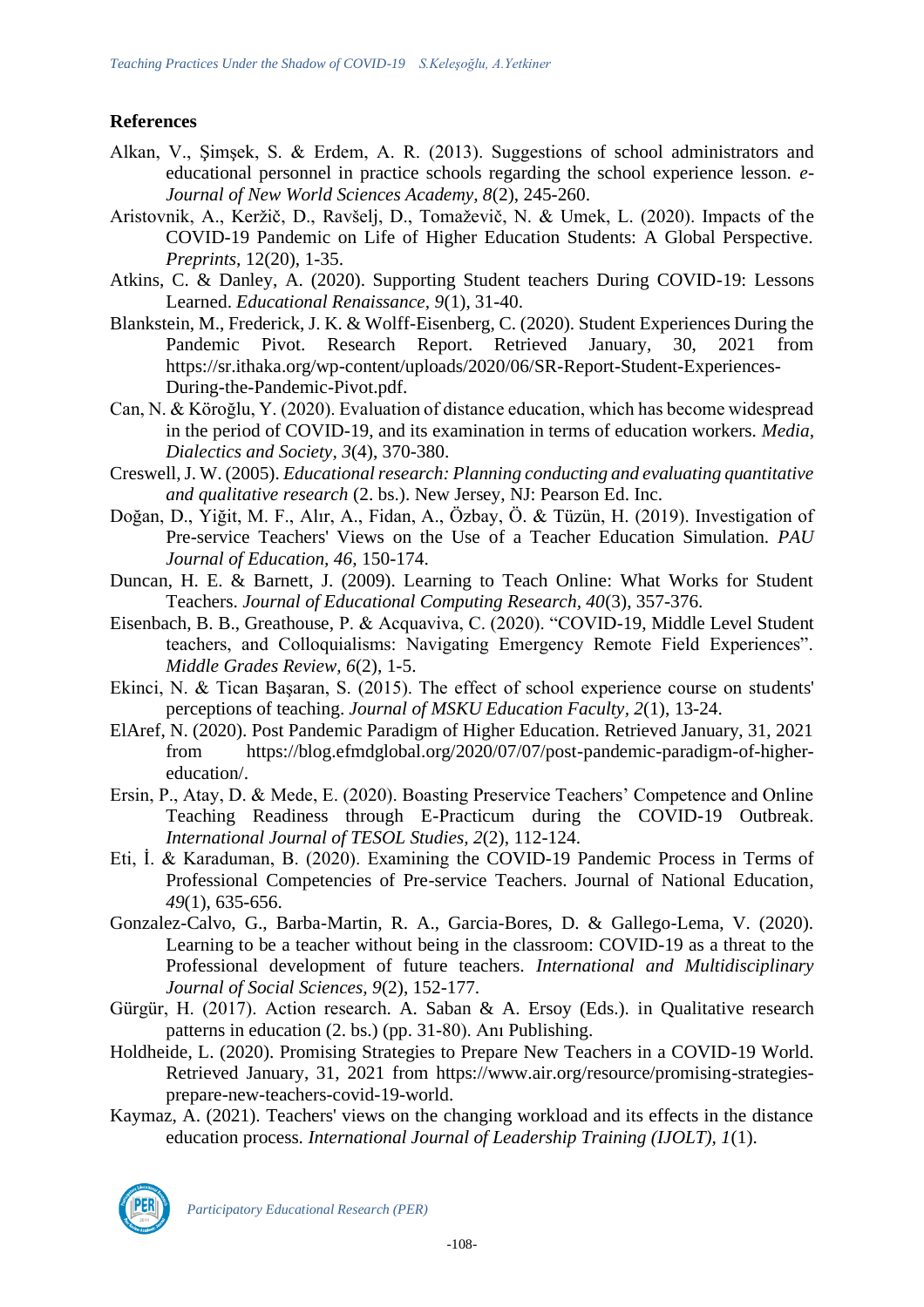## References

Alkan, V., Şimşek, S. & Erdem, A. R. (2013). Suggestions of school administrators and educational personnel in practice schools regarding the school experience lesson. *e-Journal of New World Sciences Academy, 8*(2), 245-260.

Aristovnik, A., Keržič, D., Ravšelj, D., Tomaževič, N. & Umek, L. (2020). Impacts of the COVID-19 Pandemic on Life of Higher Education Students: A Global Perspective. *Preprints,* 12(20), 1-35.

Atkins, C. & Danley, A. (2020). Supporting Student teachers During COVID-19: Lessons Learned. *Educational Renaissance, 9*(1), 31-40.

Blankstein, M., Frederick, J. K. & Wolff-Eisenberg, C. (2020). Student Experiences During the Pandemic Pivot. Research Report. Retrieved January, 30, 2021 from https://sr.ithaka.org/wp-content/uploads/2020/06/SR-Report-Student-Experiences-During-the-Pandemic-Pivot.pdf.

Can, N. & Köroğlu, Y. (2020). Evaluation of distance education, which has become widespread in the period of COVID-19, and its examination in terms of education workers. *Media, Dialectics and Society, 3*(4), 370-380.

Creswell, J. W. (2005). *Educational research: Planning conducting and evaluating quantitative and qualitative research* (2. bs.). New Jersey, NJ: Pearson Ed. Inc.

Doğan, D., Yiğit, M. F., Alır, A., Fidan, A., Özbay, Ö. & Tüzün, H. (2019). Investigation of Pre-service Teachers' Views on the Use of a Teacher Education Simulation. *PAU Journal of Education, 46,* 150-174.

Duncan, H. E. & Barnett, J. (2009). Learning to Teach Online: What Works for Student Teachers. *Journal of Educational Computing Research, 40*(3), 357-376.

Eisenbach, B. B., Greathouse, P. & Acquaviva, C. (2020). "COVID-19, Middle Level Student teachers, and Colloquialisms: Navigating Emergency Remote Field Experiences". *Middle Grades Review, 6*(2), 1-5.

Ekinci, N. & Tican Başaran, S. (2015). The effect of school experience course on students' perceptions of teaching. *Journal of MSKU Education Faculty, 2*(1), 13-24.

ElAref, N. (2020). Post Pandemic Paradigm of Higher Education. Retrieved January, 31, 2021 from https://blog.efmdglobal.org/2020/07/07/post-pandemic-paradigm-of-higher-education/.

Ersin, P., Atay, D. & Mede, E. (2020). Boasting Preservice Teachers' Competence and Online Teaching Readiness through E-Practicum during the COVID-19 Outbreak. *International Journal of TESOL Studies, 2*(2), 112-124.

Eti, İ. & Karaduman, B. (2020). Examining the COVID-19 Pandemic Process in Terms of Professional Competencies of Pre-service Teachers. Journal of National Education, *49*(1), 635-656.

Gonzalez-Calvo, G., Barba-Martin, R. A., Garcia-Bores, D. & Gallego-Lema, V. (2020). Learning to be a teacher without being in the classroom: COVID-19 as a threat to the Professional development of future teachers. *International and Multidisciplinary Journal of Social Sciences, 9*(2), 152-177.

Gürgür, H. (2017). Action research. A. Saban & A. Ersoy (Eds.). in Qualitative research patterns in education (2. bs.) (pp. 31-80). Anı Publishing.

Holdheide, L. (2020). Promising Strategies to Prepare New Teachers in a COVID-19 World. Retrieved January, 31, 2021 from https://www.air.org/resource/promising-strategies-prepare-new-teachers-covid-19-world.

Kaymaz, A. (2021). Teachers' views on the changing workload and its effects in the distance education process. *International Journal of Leadership Training (IJOLT), 1*(1).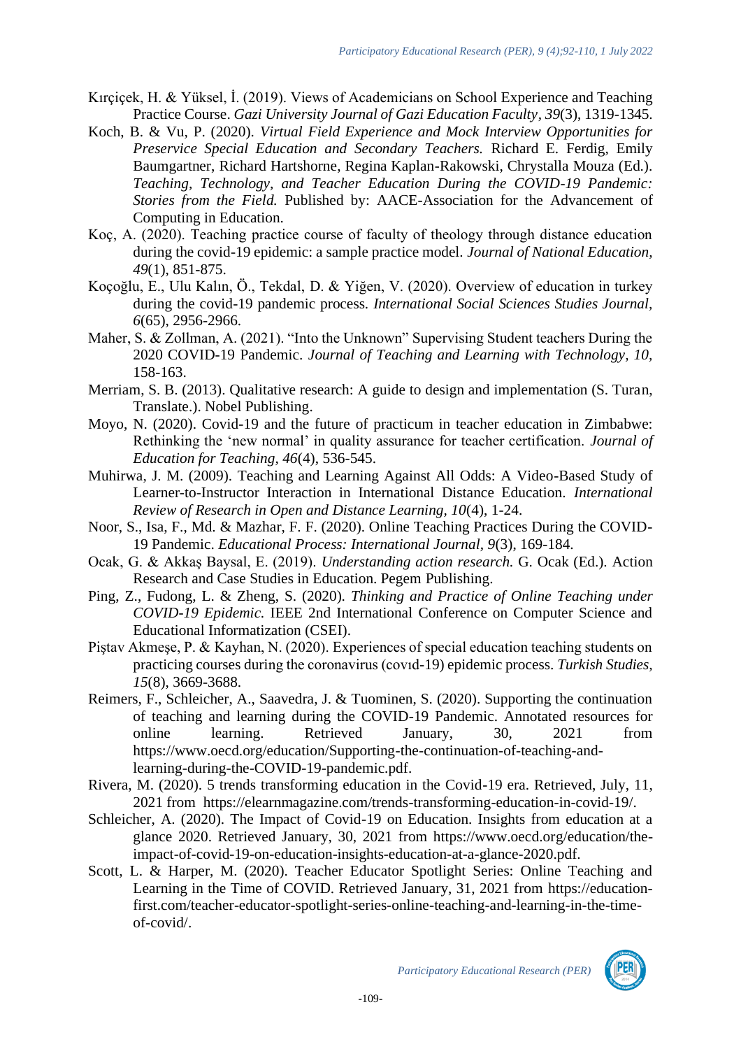Kırçiçek, H. & Yüksel, İ. (2019). Views of Academicians on School Experience and Teaching Practice Course. *Gazi University Journal of Gazi Education Faculty, 39*(3), 1319-1345.

Koch, B. & Vu, P. (2020). *Virtual Field Experience and Mock Interview Opportunities for Preservice Special Education and Secondary Teachers.* Richard E. Ferdig, Emily Baumgartner, Richard Hartshorne, Regina Kaplan-Rakowski, Chrystalla Mouza (Ed.). *Teaching, Technology, and Teacher Education During the COVID-19 Pandemic: Stories from the Field.* Published by: AACE-Association for the Advancement of Computing in Education.

Koç, A. (2020). Teaching practice course of faculty of theology through distance education during the covid-19 epidemic: a sample practice model. *Journal of National Education, 49*(1), 851-875.

Koçoğlu, E., Ulu Kalın, Ö., Tekdal, D. & Yiğen, V. (2020). Overview of education in turkey during the covid-19 pandemic process. *International Social Sciences Studies Journal, 6*(65), 2956-2966.

Maher, S. & Zollman, A. (2021). "Into the Unknown" Supervising Student teachers During the 2020 COVID-19 Pandemic. *Journal of Teaching and Learning with Technology, 10,* 158-163.

Merriam, S. B. (2013). Qualitative research: A guide to design and implementation (S. Turan, Translate.). Nobel Publishing.

Moyo, N. (2020). Covid-19 and the future of practicum in teacher education in Zimbabwe: Rethinking the 'new normal' in quality assurance for teacher certification. *Journal of Education for Teaching, 46*(4), 536-545.

Muhirwa, J. M. (2009). Teaching and Learning Against All Odds: A Video-Based Study of Learner-to-Instructor Interaction in International Distance Education. *International Review of Research in Open and Distance Learning, 10*(4), 1-24.

Noor, S., Isa, F., Md. & Mazhar, F. F. (2020). Online Teaching Practices During the COVID-19 Pandemic. *Educational Process: International Journal, 9*(3), 169-184.

Ocak, G. & Akkaş Baysal, E. (2019). *Understanding action research.* G. Ocak (Ed.). Action Research and Case Studies in Education. Pegem Publishing.

Ping, Z., Fudong, L. & Zheng, S. (2020). *Thinking and Practice of Online Teaching under COVID-19 Epidemic.* IEEE 2nd International Conference on Computer Science and Educational Informatization (CSEI).

Piştav Akmeşe, P. & Kayhan, N. (2020). Experiences of special education teaching students on practicing courses during the coronavirus (covıd-19) epidemic process. *Turkish Studies, 15*(8), 3669-3688.

Reimers, F., Schleicher, A., Saavedra, J. & Tuominen, S. (2020). Supporting the continuation of teaching and learning during the COVID-19 Pandemic. Annotated resources for online learning. Retrieved January, 30, 2021 from https://www.oecd.org/education/Supporting-the-continuation-of-teaching-and-learning-during-the-COVID-19-pandemic.pdf.

Rivera, M. (2020). 5 trends transforming education in the Covid-19 era. Retrieved, July, 11, 2021 from https://elearnmagazine.com/trends-transforming-education-in-covid-19/.

Schleicher, A. (2020). The Impact of Covid-19 on Education. Insights from education at a glance 2020. Retrieved January, 30, 2021 from https://www.oecd.org/education/the-impact-of-covid-19-on-education-insights-education-at-a-glance-2020.pdf.

Scott, L. & Harper, M. (2020). Teacher Educator Spotlight Series: Online Teaching and Learning in the Time of COVID. Retrieved January, 31, 2021 from https://education-first.com/teacher-educator-spotlight-series-online-teaching-and-learning-in-the-time-of-covid/.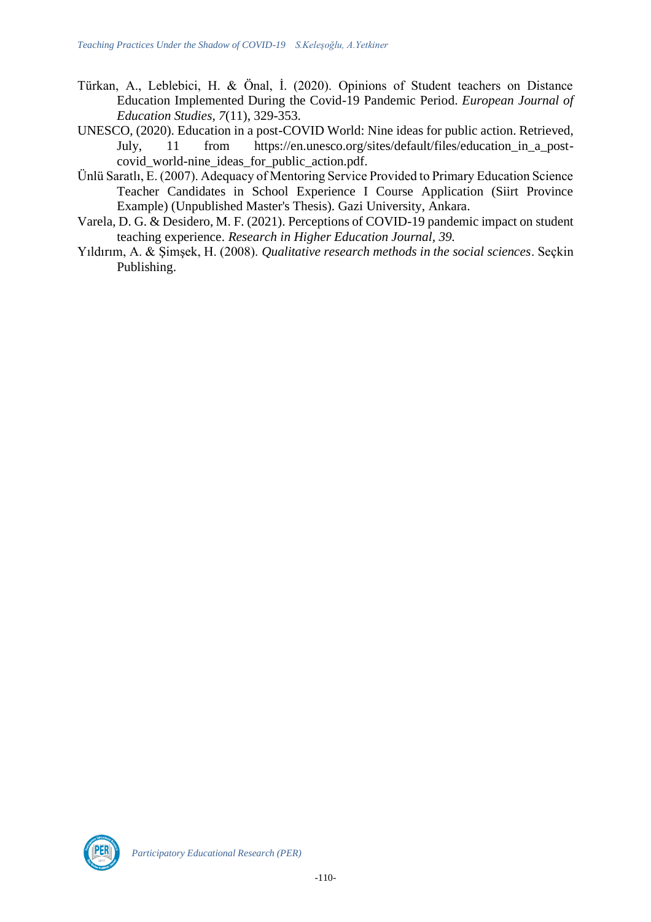Türkan, A., Leblebici, H. & Önal, İ. (2020). Opinions of Student teachers on Distance Education Implemented During the Covid-19 Pandemic Period. *European Journal of Education Studies, 7*(11), 329-353.

UNESCO, (2020). Education in a post-COVID World: Nine ideas for public action. Retrieved, July, 11 from https://en.unesco.org/sites/default/files/education_in_a_post-covid_world-nine_ideas_for_public_action.pdf.

Ünlü Saratlı, E. (2007). Adequacy of Mentoring Service Provided to Primary Education Science Teacher Candidates in School Experience I Course Application (Siirt Province Example) (Unpublished Master's Thesis). Gazi University, Ankara.

Varela, D. G. & Desidero, M. F. (2021). Perceptions of COVID-19 pandemic impact on student teaching experience. *Research in Higher Education Journal, 39.*

Yıldırım, A. & Şimşek, H. (2008). *Qualitative research methods in the social sciences*. Seçkin Publishing.